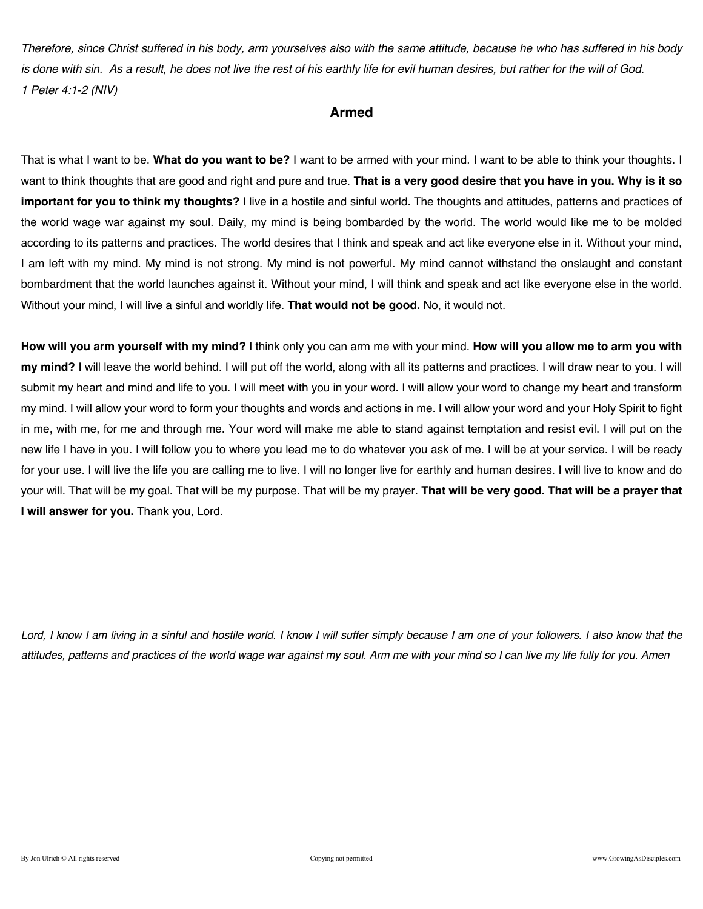*Therefore, since Christ suffered in his body, arm yourselves also with the same attitude, because he who has suffered in his body is done with sin. As a result, he does not live the rest of his earthly life for evil human desires, but rather for the will of God.*
*1 Peter 4:1-2 (NIV)*

## Armed

That is what I want to be. **What do you want to be?** I want to be armed with your mind. I want to be able to think your thoughts. I want to think thoughts that are good and right and pure and true. **That is a very good desire that you have in you. Why is it so important for you to think my thoughts?** I live in a hostile and sinful world. The thoughts and attitudes, patterns and practices of the world wage war against my soul. Daily, my mind is being bombarded by the world. The world would like me to be molded according to its patterns and practices. The world desires that I think and speak and act like everyone else in it. Without your mind, I am left with my mind. My mind is not strong. My mind is not powerful. My mind cannot withstand the onslaught and constant bombardment that the world launches against it. Without your mind, I will think and speak and act like everyone else in the world. Without your mind, I will live a sinful and worldly life. **That would not be good.** No, it would not.

**How will you arm yourself with my mind?** I think only you can arm me with your mind. **How will you allow me to arm you with my mind?** I will leave the world behind. I will put off the world, along with all its patterns and practices. I will draw near to you. I will submit my heart and mind and life to you. I will meet with you in your word. I will allow your word to change my heart and transform my mind. I will allow your word to form your thoughts and words and actions in me. I will allow your word and your Holy Spirit to fight in me, with me, for me and through me. Your word will make me able to stand against temptation and resist evil. I will put on the new life I have in you. I will follow you to where you lead me to do whatever you ask of me. I will be at your service. I will be ready for your use. I will live the life you are calling me to live. I will no longer live for earthly and human desires. I will live to know and do your will. That will be my goal. That will be my purpose. That will be my prayer. **That will be very good. That will be a prayer that I will answer for you.** Thank you, Lord.

*Lord, I know I am living in a sinful and hostile world. I know I will suffer simply because I am one of your followers. I also know that the attitudes, patterns and practices of the world wage war against my soul. Arm me with your mind so I can live my life fully for you. Amen*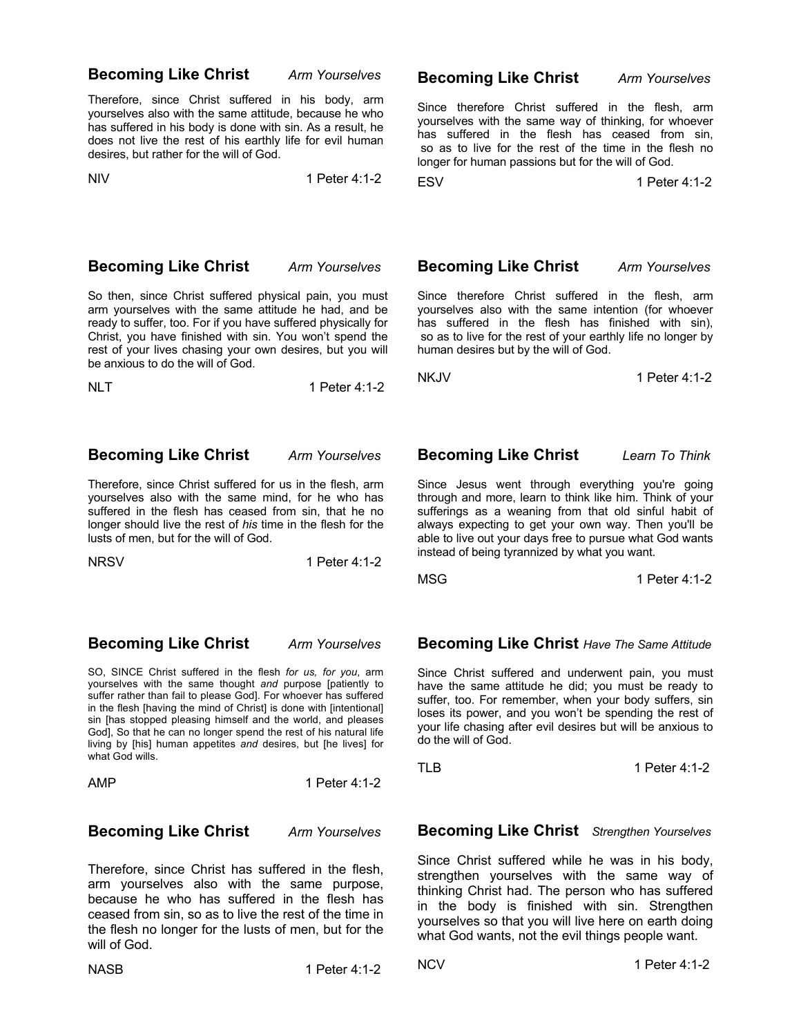### **Becoming Like Christ** *Arm Yourselves*

Therefore, since Christ suffered in his body, arm yourselves also with the same attitude, because he who has suffered in his body is done with sin. As a result, he does not live the rest of his earthly life for evil human desires, but rather for the will of God.

NIV — 1 Peter 4:1-2

### **Becoming Like Christ** *Arm Yourselves*

Since therefore Christ suffered in the flesh, arm yourselves with the same way of thinking, for whoever has suffered in the flesh has ceased from sin, so as to live for the rest of the time in the flesh no longer for human passions but for the will of God.

ESV — 1 Peter 4:1-2

### **Becoming Like Christ** *Arm Yourselves*

So then, since Christ suffered physical pain, you must arm yourselves with the same attitude he had, and be ready to suffer, too. For if you have suffered physically for Christ, you have finished with sin. You won't spend the rest of your lives chasing your own desires, but you will be anxious to do the will of God.

NLT — 1 Peter 4:1-2

### **Becoming Like Christ** *Arm Yourselves*

Since therefore Christ suffered in the flesh, arm yourselves also with the same intention (for whoever has suffered in the flesh has finished with sin), so as to live for the rest of your earthly life no longer by human desires but by the will of God.

NKJV — 1 Peter 4:1-2

### **Becoming Like Christ** *Arm Yourselves*

Therefore, since Christ suffered for us in the flesh, arm yourselves also with the same mind, for he who has suffered in the flesh has ceased from sin, that he no longer should live the rest of *his* time in the flesh for the lusts of men, but for the will of God.

NRSV — 1 Peter 4:1-2

### **Becoming Like Christ** *Learn To Think*

Since Jesus went through everything you're going through and more, learn to think like him. Think of your sufferings as a weaning from that old sinful habit of always expecting to get your own way. Then you'll be able to live out your days free to pursue what God wants instead of being tyrannized by what you want.

MSG — 1 Peter 4:1-2

### **Becoming Like Christ** *Arm Yourselves*

SO, SINCE Christ suffered in the flesh *for us, for you*, arm yourselves with the same thought *and* purpose [patiently to suffer rather than fail to please God]. For whoever has suffered in the flesh [having the mind of Christ] is done with [intentional] sin [has stopped pleasing himself and the world, and pleases God], So that he can no longer spend the rest of his natural life living by [his] human appetites *and* desires, but [he lives] for what God wills.

AMP — 1 Peter 4:1-2

### **Becoming Like Christ** *Have The Same Attitude*

Since Christ suffered and underwent pain, you must have the same attitude he did; you must be ready to suffer, too. For remember, when your body suffers, sin loses its power, and you won't be spending the rest of your life chasing after evil desires but will be anxious to do the will of God.

TLB — 1 Peter 4:1-2

### **Becoming Like Christ** *Arm Yourselves*

Therefore, since Christ has suffered in the flesh, arm yourselves also with the same purpose, because he who has suffered in the flesh has ceased from sin, so as to live the rest of the time in the flesh no longer for the lusts of men, but for the will of God.

NASB — 1 Peter 4:1-2

### **Becoming Like Christ** *Strengthen Yourselves*

Since Christ suffered while he was in his body, strengthen yourselves with the same way of thinking Christ had. The person who has suffered in the body is finished with sin. Strengthen yourselves so that you will live here on earth doing what God wants, not the evil things people want.

NCV — 1 Peter 4:1-2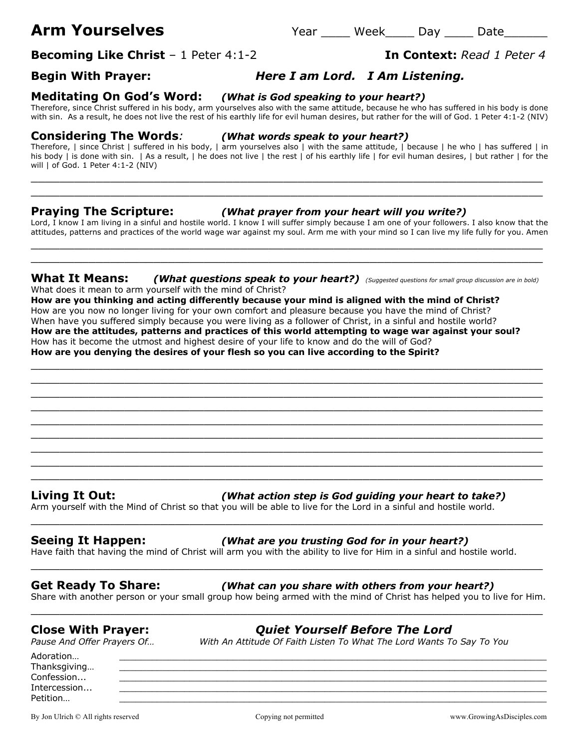# Arm Yourselves

Year ____ Week____ Day ____ Date______

**Becoming Like Christ** – 1 Peter 4:1-2 **In Context:** *Read 1 Peter 4*

**Begin With Prayer:** ***Here I am Lord. I Am Listening.***

## Meditating On God's Word: *(What is God speaking to your heart?)*

Therefore, since Christ suffered in his body, arm yourselves also with the same attitude, because he who has suffered in his body is done with sin. As a result, he does not live the rest of his earthly life for evil human desires, but rather for the will of God. 1 Peter 4:1-2 (NIV)

## Considering The Words*:* *(What words speak to your heart?)*

Therefore, | since Christ | suffered in his body, | arm yourselves also | with the same attitude, | because | he who | has suffered | in his body | is done with sin. | As a result, | he does not live | the rest | of his earthly life | for evil human desires, | but rather | for the will | of God. 1 Peter 4:1-2 (NIV)

______________________________________________________________________________

______________________________________________________________________________

## Praying The Scripture: *(What prayer from your heart will you write?)*

Lord, I know I am living in a sinful and hostile world. I know I will suffer simply because I am one of your followers. I also know that the attitudes, patterns and practices of the world wage war against my soul. Arm me with your mind so I can live my life fully for you. Amen

______________________________________________________________________________

______________________________________________________________________________

## What It Means: *(What questions speak to your heart?)* *(Suggested questions for small group discussion are in bold)*

What does it mean to arm yourself with the mind of Christ?
**How are you thinking and acting differently because your mind is aligned with the mind of Christ?**
How are you now no longer living for your own comfort and pleasure because you have the mind of Christ?
When have you suffered simply because you were living as a follower of Christ, in a sinful and hostile world?
**How are the attitudes, patterns and practices of this world attempting to wage war against your soul?**
How has it become the utmost and highest desire of your life to know and do the will of God?
**How are you denying the desires of your flesh so you can live according to the Spirit?**

______________________________________________________________________________

______________________________________________________________________________

______________________________________________________________________________

______________________________________________________________________________

______________________________________________________________________________

______________________________________________________________________________

______________________________________________________________________________

______________________________________________________________________________

______________________________________________________________________________

## Living It Out: *(What action step is God guiding your heart to take?)*

Arm yourself with the Mind of Christ so that you will be able to live for the Lord in a sinful and hostile world.

______________________________________________________________________________

## Seeing It Happen: *(What are you trusting God for in your heart?)*

Have faith that having the mind of Christ will arm you with the ability to live for Him in a sinful and hostile world.

______________________________________________________________________________

## Get Ready To Share: *(What can you share with others from your heart?)*

Share with another person or your small group how being armed with the mind of Christ has helped you to live for Him.

______________________________________________________________________________

## Close With Prayer: ***Quiet Yourself Before The Lord***

*Pause And Offer Prayers Of…* *With An Attitude Of Faith Listen To What The Lord Wants To Say To You*

Adoration… ________________________________________________________________
Thanksgiving… ______________________________________________________________
Confession... ________________________________________________________________
Intercession... _______________________________________________________________
Petition… _________________________________________________________________

By Jon Ulrich © All rights reserved Copying not permitted www.GrowingAsDisciples.com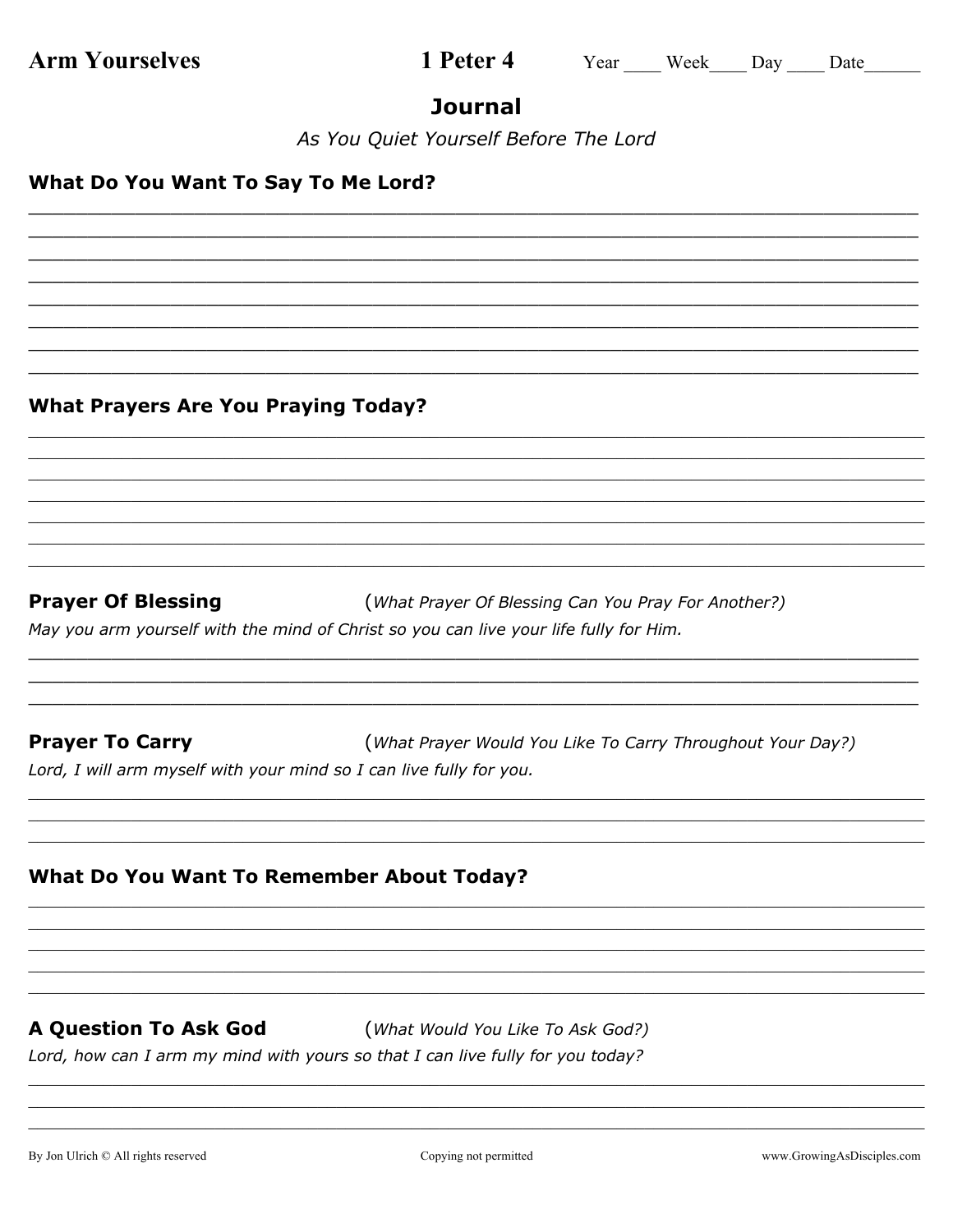**Arm Yourselves** **1 Peter 4** Year ____ Week____ Day ____ Date______

## Journal

*As You Quiet Yourself Before The Lord*

### What Do You Want To Say To Me Lord?

________________________________________________________________________________
________________________________________________________________________________
________________________________________________________________________________
________________________________________________________________________________
________________________________________________________________________________
________________________________________________________________________________
________________________________________________________________________________
________________________________________________________________________________

### What Prayers Are You Praying Today?

________________________________________________________________________________
________________________________________________________________________________
________________________________________________________________________________
________________________________________________________________________________
________________________________________________________________________________
________________________________________________________________________________
________________________________________________________________________________

### Prayer Of Blessing

(*What Prayer Of Blessing Can You Pray For Another?)*

*May you arm yourself with the mind of Christ so you can live your life fully for Him.*

________________________________________________________________________________
________________________________________________________________________________
________________________________________________________________________________

### Prayer To Carry

(*What Prayer Would You Like To Carry Throughout Your Day?)*

*Lord, I will arm myself with your mind so I can live fully for you.*

________________________________________________________________________________
________________________________________________________________________________
________________________________________________________________________________

### What Do You Want To Remember About Today?

________________________________________________________________________________
________________________________________________________________________________
________________________________________________________________________________
________________________________________________________________________________
________________________________________________________________________________

### A Question To Ask God

(*What Would You Like To Ask God?)*

*Lord, how can I arm my mind with yours so that I can live fully for you today?*

________________________________________________________________________________
________________________________________________________________________________
________________________________________________________________________________

By Jon Ulrich © All rights reserved    Copying not permitted    www.GrowingAsDisciples.com